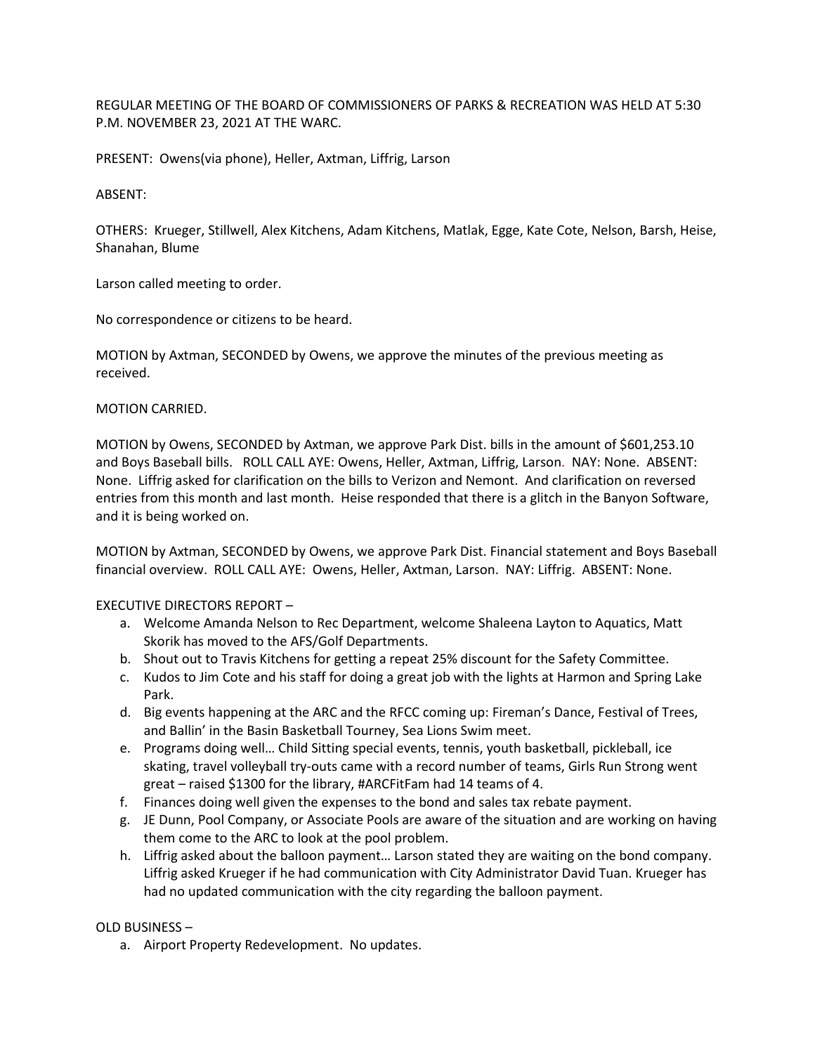REGULAR MEETING OF THE BOARD OF COMMISSIONERS OF PARKS & RECREATION WAS HELD AT 5:30 P.M. NOVEMBER 23, 2021 AT THE WARC.

PRESENT: Owens(via phone), Heller, Axtman, Liffrig, Larson

ABSENT:

OTHERS: Krueger, Stillwell, Alex Kitchens, Adam Kitchens, Matlak, Egge, Kate Cote, Nelson, Barsh, Heise, Shanahan, Blume

Larson called meeting to order.

No correspondence or citizens to be heard.

MOTION by Axtman, SECONDED by Owens, we approve the minutes of the previous meeting as received.

MOTION CARRIED.

MOTION by Owens, SECONDED by Axtman, we approve Park Dist. bills in the amount of $601,253.10 and Boys Baseball bills. ROLL CALL AYE: Owens, Heller, Axtman, Liffrig, Larson. NAY: None. ABSENT: None. Liffrig asked for clarification on the bills to Verizon and Nemont. And clarification on reversed entries from this month and last month. Heise responded that there is a glitch in the Banyon Software, and it is being worked on.

MOTION by Axtman, SECONDED by Owens, we approve Park Dist. Financial statement and Boys Baseball financial overview. ROLL CALL AYE: Owens, Heller, Axtman, Larson. NAY: Liffrig. ABSENT: None.

EXECUTIVE DIRECTORS REPORT –

a. Welcome Amanda Nelson to Rec Department, welcome Shaleena Layton to Aquatics, Matt Skorik has moved to the AFS/Golf Departments.
b. Shout out to Travis Kitchens for getting a repeat 25% discount for the Safety Committee.
c. Kudos to Jim Cote and his staff for doing a great job with the lights at Harmon and Spring Lake Park.
d. Big events happening at the ARC and the RFCC coming up: Fireman's Dance, Festival of Trees, and Ballin' in the Basin Basketball Tourney, Sea Lions Swim meet.
e. Programs doing well… Child Sitting special events, tennis, youth basketball, pickleball, ice skating, travel volleyball try-outs came with a record number of teams, Girls Run Strong went great – raised $1300 for the library, #ARCFitFam had 14 teams of 4.
f. Finances doing well given the expenses to the bond and sales tax rebate payment.
g. JE Dunn, Pool Company, or Associate Pools are aware of the situation and are working on having them come to the ARC to look at the pool problem.
h. Liffrig asked about the balloon payment… Larson stated they are waiting on the bond company. Liffrig asked Krueger if he had communication with City Administrator David Tuan. Krueger has had no updated communication with the city regarding the balloon payment.

OLD BUSINESS –

a. Airport Property Redevelopment. No updates.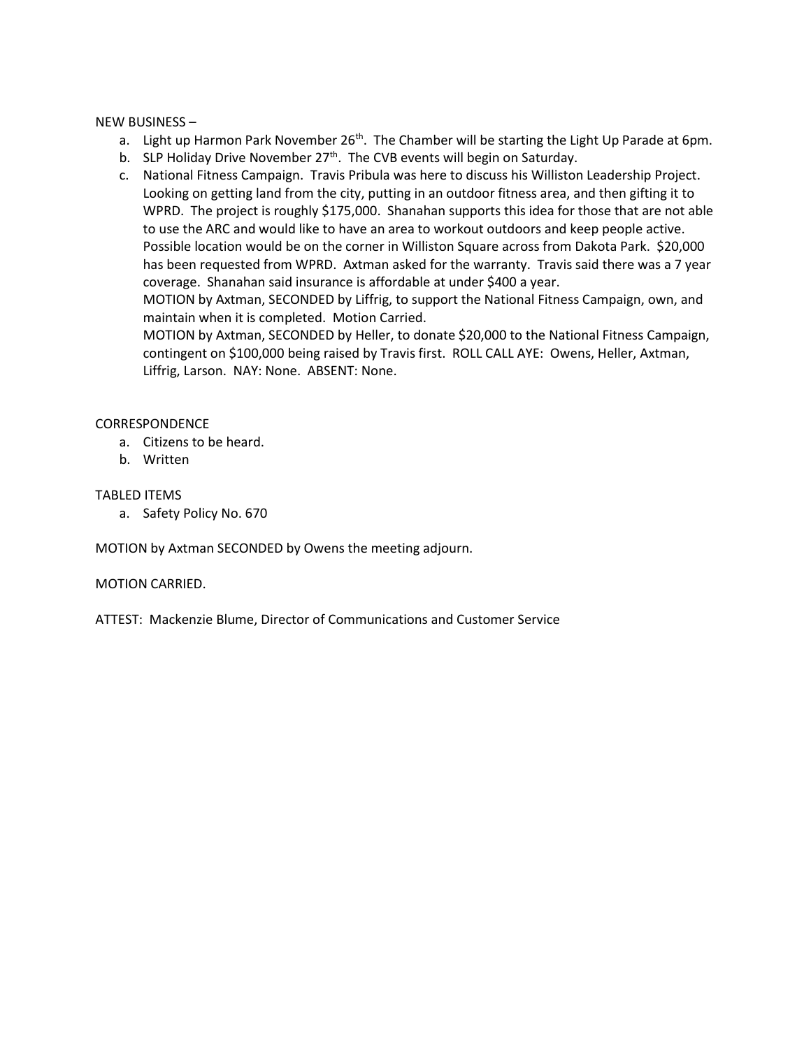NEW BUSINESS –

a. Light up Harmon Park November 26th. The Chamber will be starting the Light Up Parade at 6pm.
b. SLP Holiday Drive November 27th. The CVB events will begin on Saturday.
c. National Fitness Campaign. Travis Pribula was here to discuss his Williston Leadership Project. Looking on getting land from the city, putting in an outdoor fitness area, and then gifting it to WPRD. The project is roughly $175,000. Shanahan supports this idea for those that are not able to use the ARC and would like to have an area to workout outdoors and keep people active. Possible location would be on the corner in Williston Square across from Dakota Park. $20,000 has been requested from WPRD. Axtman asked for the warranty. Travis said there was a 7 year coverage. Shanahan said insurance is affordable at under $400 a year.
   MOTION by Axtman, SECONDED by Liffrig, to support the National Fitness Campaign, own, and maintain when it is completed. Motion Carried.
   MOTION by Axtman, SECONDED by Heller, to donate $20,000 to the National Fitness Campaign, contingent on $100,000 being raised by Travis first. ROLL CALL AYE: Owens, Heller, Axtman, Liffrig, Larson. NAY: None. ABSENT: None.

CORRESPONDENCE

a. Citizens to be heard.
b. Written

TABLED ITEMS

a. Safety Policy No. 670

MOTION by Axtman SECONDED by Owens the meeting adjourn.

MOTION CARRIED.

ATTEST: Mackenzie Blume, Director of Communications and Customer Service